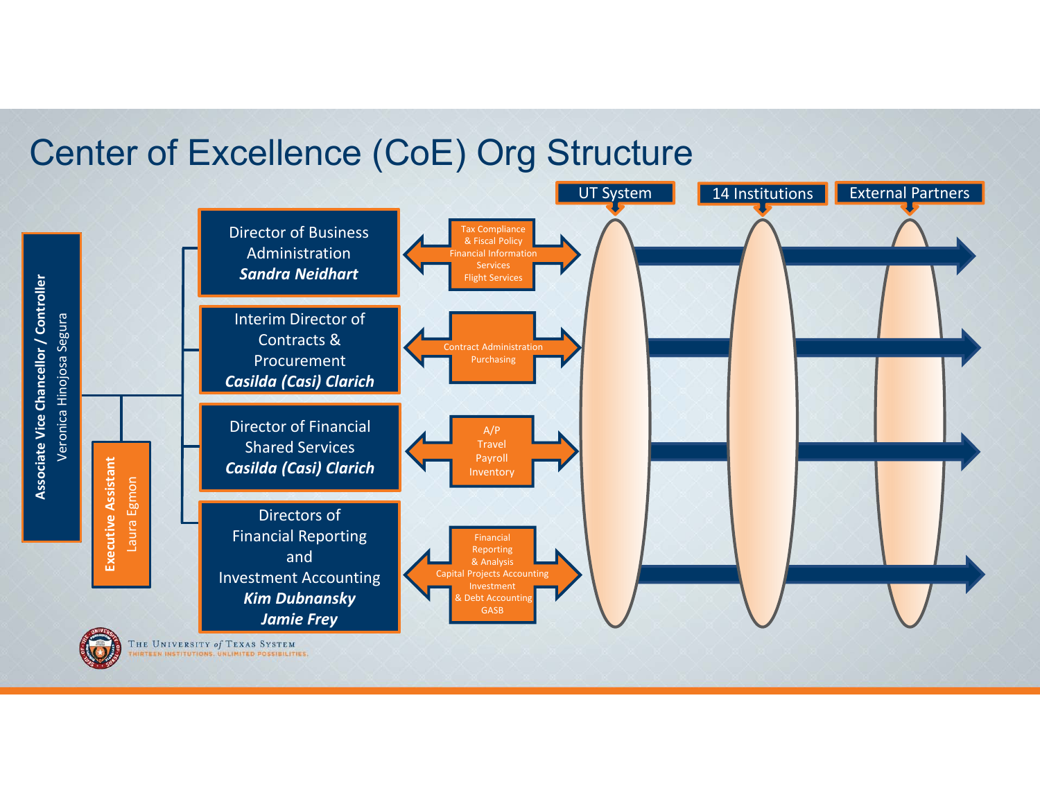# Center of Excellence (CoE) Org Structure

**Associate Vice Chancellor / Controller**
Veronica Hinojosa Segura

**Executive Assistant**
Laura Egmon

Director of Business Administration
***Sandra Neidhart***

- Tax Compliance & Fiscal Policy
- Financial Information Services
- Flight Services

Interim Director of Contracts & Procurement
***Casilda (Casi) Clarich***

- Contract Administration
- Purchasing

Director of Financial Shared Services
***Casilda (Casi) Clarich***

- A/P
- Travel
- Payroll
- Inventory

Directors of Financial Reporting and Investment Accounting
***Kim Dubnansky***
***Jamie Frey***

- Financial Reporting & Analysis
- Capital Projects Accounting
- Investment & Debt Accounting
- GASB

UT System | 14 Institutions | External Partners

THE UNIVERSITY *of* TEXAS SYSTEM
THIRTEEN INSTITUTIONS. UNLIMITED POSSIBILITIES.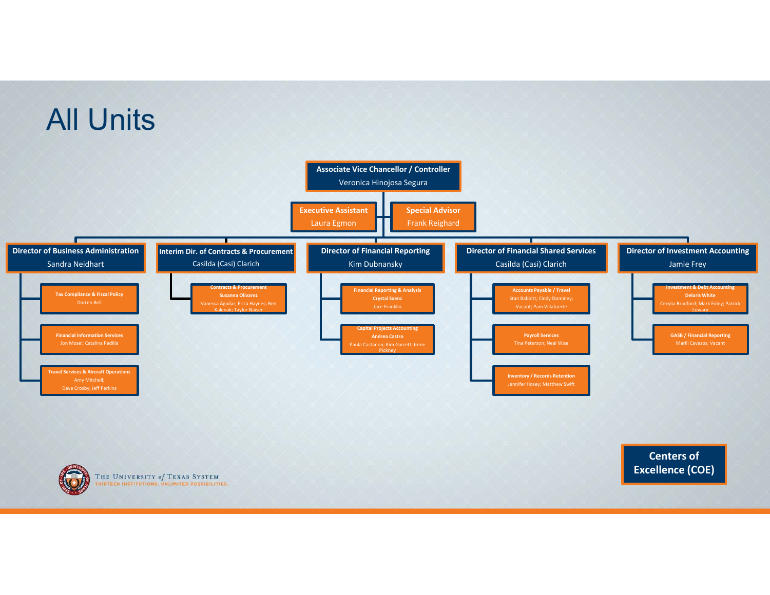# All Units

**Associate Vice Chancellor / Controller**
Veronica Hinojosa Segura

- **Executive Assistant** – Laura Egmon
- **Special Advisor** – Frank Reighard

## Director of Business Administration
Sandra Neidhart

- **Tax Compliance & Fiscal Policy** – Darren Bell
- **Financial Information Services** – Jon Mosel; Catalina Padilla
- **Travel Services & Aircraft Operations** – Amy Mitchell; Dave Crosby; Jeff Perkins

## Interim Dir. of Contracts & Procurement
Casilda (Casi) Clarich

- **Contracts & Procurement** – **Susanna Olivarez**; Vanessa Aguilar; Erica Haynes; Ben Kalenak; Taylor Naiser

## Director of Financial Reporting
Kim Dubnansky

- **Financial Reporting & Analysis** – **Crystal Saenz**; Jace Franklin
- **Capital Projects Accounting** – **Andrea Castro**; Paula Castanon; Kim Garrett; Irene Pickney

## Director of Financial Shared Services
Casilda (Casi) Clarich

- **Accounts Payable / Travel** – Stan Babbitt; Cindy Dominey; Vacant; Pam Villafuerte
- **Payroll Services** – Tina Peterson; Neal Wise
- **Inventory / Records Retention** – Jennifer Hosey; Matthew Swift

## Director of Investment Accounting
Jamie Frey

- **Investment & Debt Accounting** – **Deloris White**; Cecylia Bradford; Mark Foley; Patrick Lowary
- **GASB / Financial Reporting** – Marili Cavazos; Vacant

**Centers of Excellence (COE)**

The University of Texas System
THIRTEEN INSTITUTIONS. UNLIMITED POSSIBILITIES.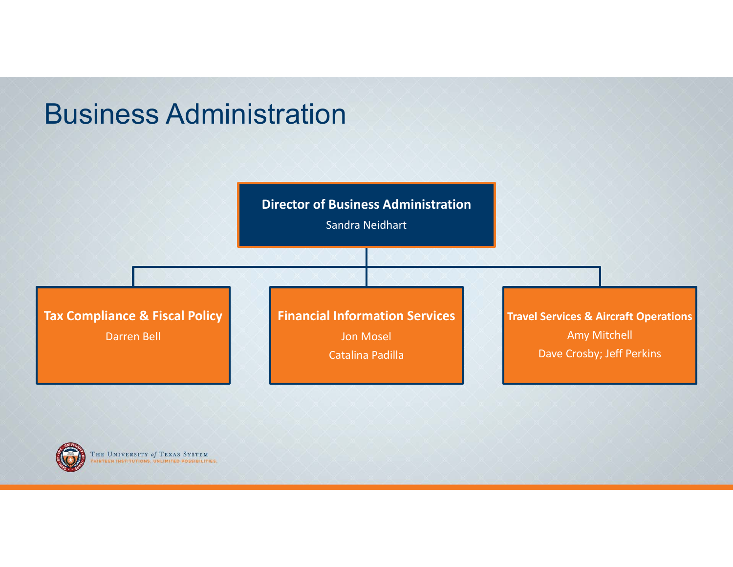# Business Administration

**Director of Business Administration**

Sandra Neidhart

- **Tax Compliance & Fiscal Policy**
  - Darren Bell
- **Financial Information Services**
  - Jon Mosel
  - Catalina Padilla
- **Travel Services & Aircraft Operations**
  - Amy Mitchell
  - Dave Crosby; Jeff Perkins

THE UNIVERSITY *of* TEXAS SYSTEM
THIRTEEN INSTITUTIONS. UNLIMITED POSSIBILITIES.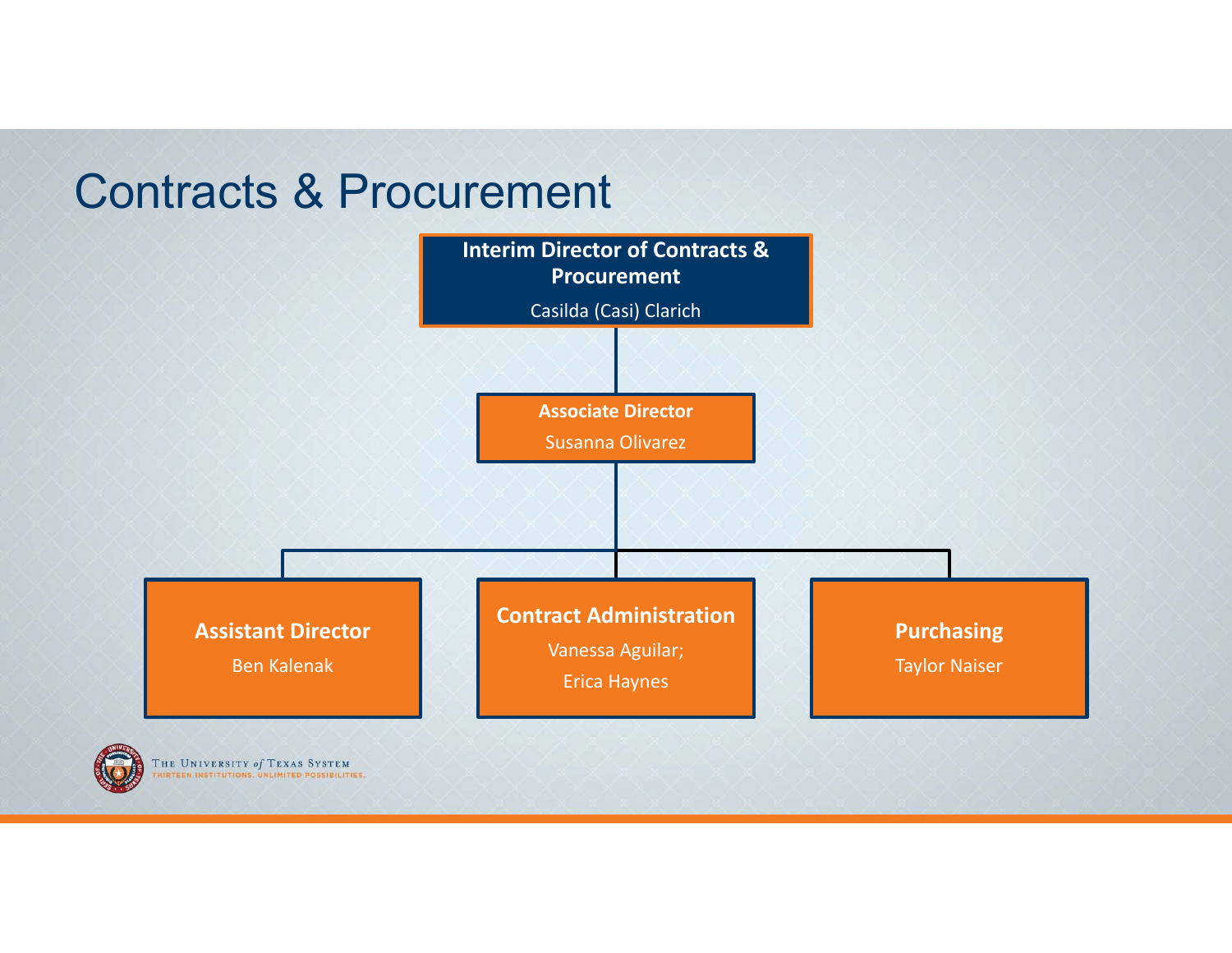# Contracts & Procurement

**Interim Director of Contracts & Procurement**
Casilda (Casi) Clarich

- **Associate Director**
  Susanna Olivarez
  - **Assistant Director**
    Ben Kalenak
  - **Contract Administration**
    Vanessa Aguilar;
    Erica Haynes
  - **Purchasing**
    Taylor Naiser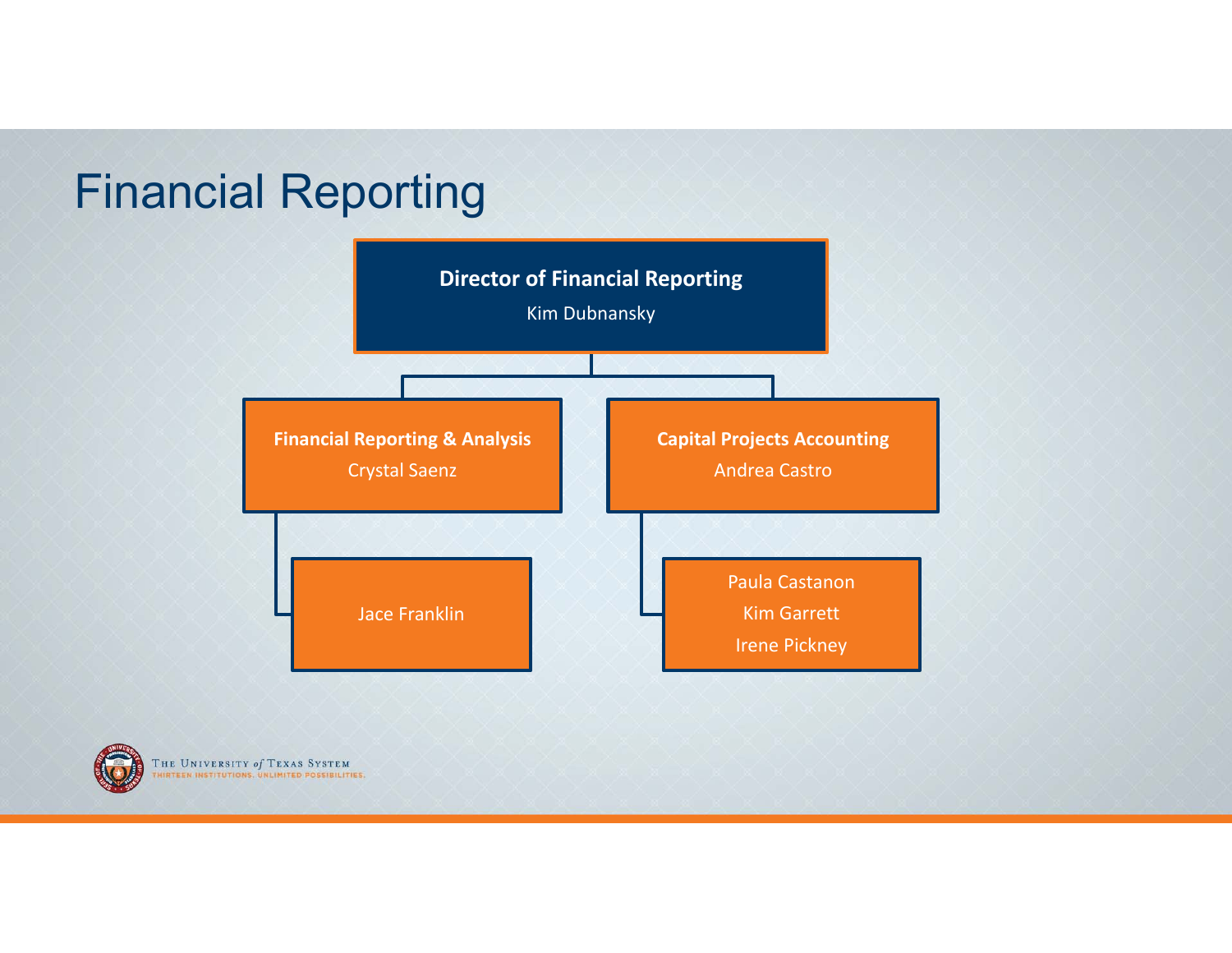# Financial Reporting

**Director of Financial Reporting**
Kim Dubnansky

- **Financial Reporting & Analysis**
  Crystal Saenz
  - Jace Franklin
- **Capital Projects Accounting**
  Andrea Castro
  - Paula Castanon
  - Kim Garrett
  - Irene Pickney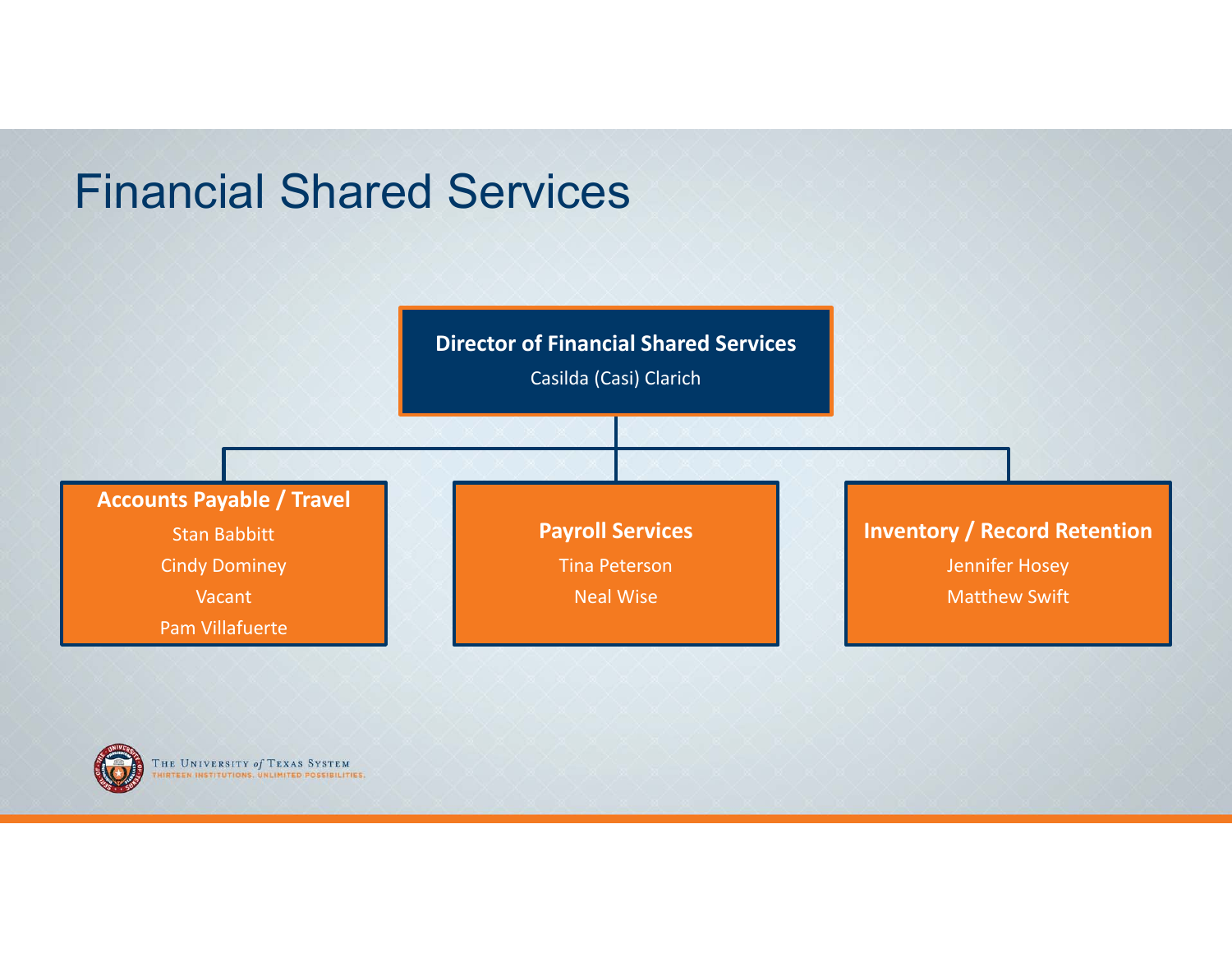# Financial Shared Services

**Director of Financial Shared Services**

Casilda (Casi) Clarich

**Accounts Payable / Travel**

- Stan Babbitt
- Cindy Dominey
- Vacant
- Pam Villafuerte

**Payroll Services**

- Tina Peterson
- Neal Wise

**Inventory / Record Retention**

- Jennifer Hosey
- Matthew Swift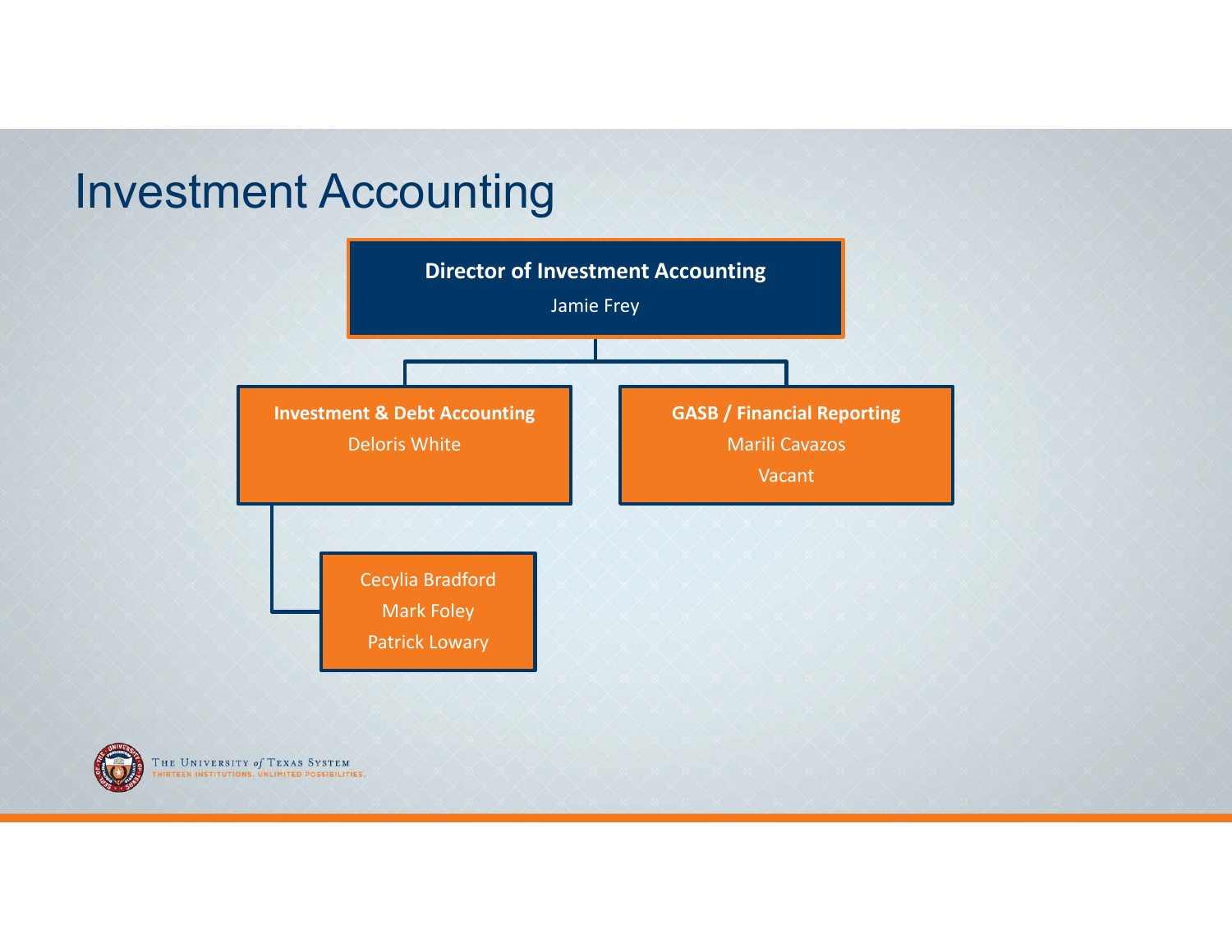# Investment Accounting

**Director of Investment Accounting**

Jamie Frey

**Investment & Debt Accounting**

Deloris White

- Cecylia Bradford
- Mark Foley
- Patrick Lowary

**GASB / Financial Reporting**

Marili Cavazos

Vacant